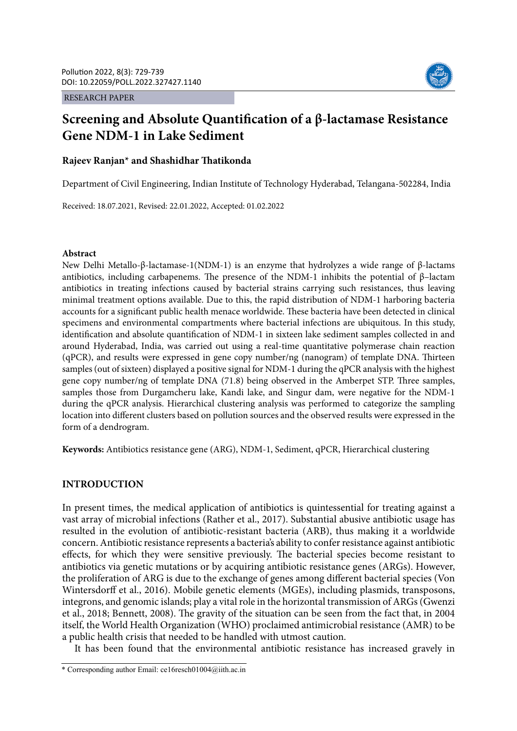RESEARCH PAPER

# Screening and Absolute Quantification of a β-lactamase Resistance Gene NDM-1 in Lake Sediment

**Rajeev Ranjan* and Shashidhar Thatikonda**

Department of Civil Engineering, Indian Institute of Technology Hyderabad, Telangana-502284, India

Received: 18.07.2021, Revised: 22.01.2022, Accepted: 01.02.2022

#### Abstract

New Delhi Metallo-β-lactamase-1(NDM-1) is an enzyme that hydrolyzes a wide range of β-lactams antibiotics, including carbapenems. The presence of the NDM-1 inhibits the potential of β–lactam antibiotics in treating infections caused by bacterial strains carrying such resistances, thus leaving minimal treatment options available. Due to this, the rapid distribution of NDM-1 harboring bacteria accounts for a significant public health menace worldwide. These bacteria have been detected in clinical specimens and environmental compartments where bacterial infections are ubiquitous. In this study, identification and absolute quantification of NDM-1 in sixteen lake sediment samples collected in and around Hyderabad, India, was carried out using a real-time quantitative polymerase chain reaction (qPCR), and results were expressed in gene copy number/ng (nanogram) of template DNA. Thirteen samples (out of sixteen) displayed a positive signal for NDM-1 during the qPCR analysis with the highest gene copy number/ng of template DNA (71.8) being observed in the Amberpet STP. Three samples, samples those from Durgamcheru lake, Kandi lake, and Singur dam, were negative for the NDM-1 during the qPCR analysis. Hierarchical clustering analysis was performed to categorize the sampling location into different clusters based on pollution sources and the observed results were expressed in the form of a dendrogram.

**Keywords:** Antibiotics resistance gene (ARG), NDM-1, Sediment, qPCR, Hierarchical clustering

## INTRODUCTION

In present times, the medical application of antibiotics is quintessential for treating against a vast array of microbial infections (Rather et al., 2017). Substantial abusive antibiotic usage has resulted in the evolution of antibiotic-resistant bacteria (ARB), thus making it a worldwide concern. Antibiotic resistance represents a bacteria's ability to confer resistance against antibiotic effects, for which they were sensitive previously. The bacterial species become resistant to antibiotics via genetic mutations or by acquiring antibiotic resistance genes (ARGs). However, the proliferation of ARG is due to the exchange of genes among different bacterial species (Von Wintersdorff et al., 2016). Mobile genetic elements (MGEs), including plasmids, transposons, integrons, and genomic islands; play a vital role in the horizontal transmission of ARGs (Gwenzi et al., 2018; Bennett, 2008). The gravity of the situation can be seen from the fact that, in 2004 itself, the World Health Organization (WHO) proclaimed antimicrobial resistance (AMR) to be a public health crisis that needed to be handled with utmost caution.

It has been found that the environmental antibiotic resistance has increased gravely in

* Corresponding author Email: ce16resch01004@iith.ac.in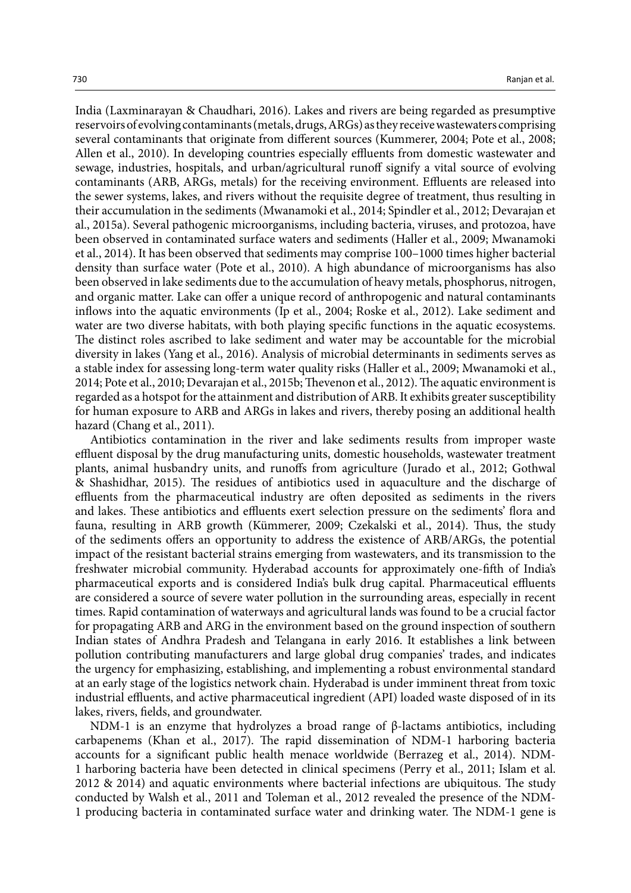India (Laxminarayan & Chaudhari, 2016). Lakes and rivers are being regarded as presumptive reservoirs of evolving contaminants (metals, drugs, ARGs) as they receive wastewaters comprising several contaminants that originate from different sources (Kummerer, 2004; Pote et al., 2008; Allen et al., 2010). In developing countries especially effluents from domestic wastewater and sewage, industries, hospitals, and urban/agricultural runoff signify a vital source of evolving contaminants (ARB, ARGs, metals) for the receiving environment. Effluents are released into the sewer systems, lakes, and rivers without the requisite degree of treatment, thus resulting in their accumulation in the sediments (Mwanamoki et al., 2014; Spindler et al., 2012; Devarajan et al., 2015a). Several pathogenic microorganisms, including bacteria, viruses, and protozoa, have been observed in contaminated surface waters and sediments (Haller et al., 2009; Mwanamoki et al., 2014). It has been observed that sediments may comprise 100–1000 times higher bacterial density than surface water (Pote et al., 2010). A high abundance of microorganisms has also been observed in lake sediments due to the accumulation of heavy metals, phosphorus, nitrogen, and organic matter. Lake can offer a unique record of anthropogenic and natural contaminants inflows into the aquatic environments (Ip et al., 2004; Roske et al., 2012). Lake sediment and water are two diverse habitats, with both playing specific functions in the aquatic ecosystems. The distinct roles ascribed to lake sediment and water may be accountable for the microbial diversity in lakes (Yang et al., 2016). Analysis of microbial determinants in sediments serves as a stable index for assessing long-term water quality risks (Haller et al., 2009; Mwanamoki et al., 2014; Pote et al., 2010; Devarajan et al., 2015b; Thevenon et al., 2012). The aquatic environment is regarded as a hotspot for the attainment and distribution of ARB. It exhibits greater susceptibility for human exposure to ARB and ARGs in lakes and rivers, thereby posing an additional health hazard (Chang et al., 2011).

Antibiotics contamination in the river and lake sediments results from improper waste effluent disposal by the drug manufacturing units, domestic households, wastewater treatment plants, animal husbandry units, and runoffs from agriculture (Jurado et al., 2012; Gothwal & Shashidhar, 2015). The residues of antibiotics used in aquaculture and the discharge of effluents from the pharmaceutical industry are often deposited as sediments in the rivers and lakes. These antibiotics and effluents exert selection pressure on the sediments' flora and fauna, resulting in ARB growth (Kümmerer, 2009; Czekalski et al., 2014). Thus, the study of the sediments offers an opportunity to address the existence of ARB/ARGs, the potential impact of the resistant bacterial strains emerging from wastewaters, and its transmission to the freshwater microbial community. Hyderabad accounts for approximately one-fifth of India's pharmaceutical exports and is considered India's bulk drug capital. Pharmaceutical effluents are considered a source of severe water pollution in the surrounding areas, especially in recent times. Rapid contamination of waterways and agricultural lands was found to be a crucial factor for propagating ARB and ARG in the environment based on the ground inspection of southern Indian states of Andhra Pradesh and Telangana in early 2016. It establishes a link between pollution contributing manufacturers and large global drug companies' trades, and indicates the urgency for emphasizing, establishing, and implementing a robust environmental standard at an early stage of the logistics network chain. Hyderabad is under imminent threat from toxic industrial effluents, and active pharmaceutical ingredient (API) loaded waste disposed of in its lakes, rivers, fields, and groundwater.

NDM-1 is an enzyme that hydrolyzes a broad range of β-lactams antibiotics, including carbapenems (Khan et al., 2017). The rapid dissemination of NDM-1 harboring bacteria accounts for a significant public health menace worldwide (Berrazeg et al., 2014). NDM-1 harboring bacteria have been detected in clinical specimens (Perry et al., 2011; Islam et al. 2012 & 2014) and aquatic environments where bacterial infections are ubiquitous. The study conducted by Walsh et al., 2011 and Toleman et al., 2012 revealed the presence of the NDM-1 producing bacteria in contaminated surface water and drinking water. The NDM-1 gene is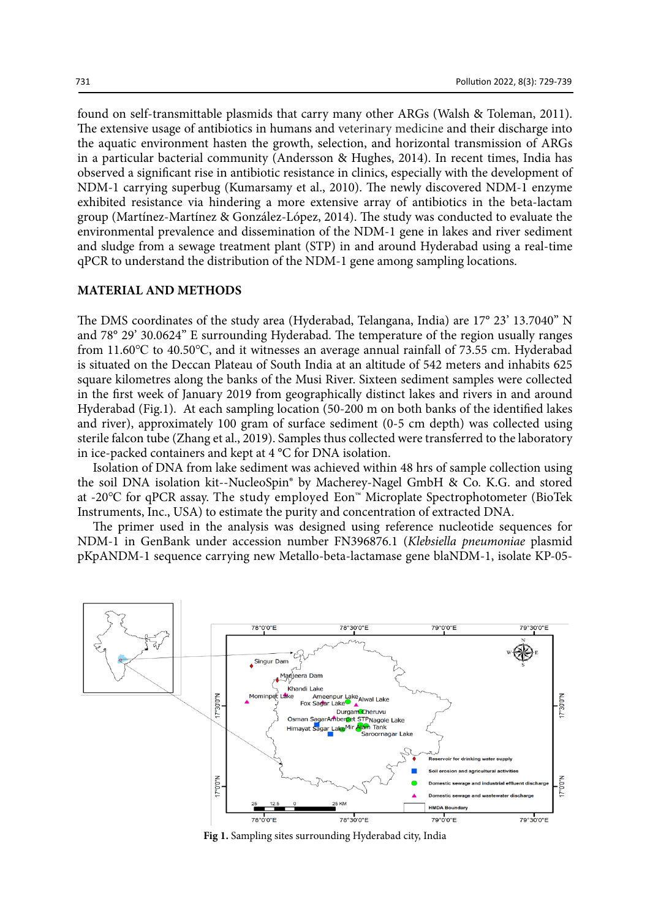found on self-transmittable plasmids that carry many other ARGs (Walsh & Toleman, 2011). The extensive usage of antibiotics in humans and veterinary medicine and their discharge into the aquatic environment hasten the growth, selection, and horizontal transmission of ARGs in a particular bacterial community (Andersson & Hughes, 2014). In recent times, India has observed a significant rise in antibiotic resistance in clinics, especially with the development of NDM-1 carrying superbug (Kumarsamy et al., 2010). The newly discovered NDM-1 enzyme exhibited resistance via hindering a more extensive array of antibiotics in the beta-lactam group (Martínez-Martínez & González-López, 2014). The study was conducted to evaluate the environmental prevalence and dissemination of the NDM-1 gene in lakes and river sediment and sludge from a sewage treatment plant (STP) in and around Hyderabad using a real-time qPCR to understand the distribution of the NDM-1 gene among sampling locations.

## MATERIAL AND METHODS

The DMS coordinates of the study area (Hyderabad, Telangana, India) are 17° 23' 13.7040" N and 78° 29' 30.0624" E surrounding Hyderabad. The temperature of the region usually ranges from 11.60°C to 40.50°C, and it witnesses an average annual rainfall of 73.55 cm. Hyderabad is situated on the Deccan Plateau of South India at an altitude of 542 meters and inhabits 625 square kilometres along the banks of the Musi River. Sixteen sediment samples were collected in the first week of January 2019 from geographically distinct lakes and rivers in and around Hyderabad (Fig.1). At each sampling location (50-200 m on both banks of the identified lakes and river), approximately 100 gram of surface sediment (0-5 cm depth) was collected using sterile falcon tube (Zhang et al., 2019). Samples thus collected were transferred to the laboratory in ice-packed containers and kept at 4 °C for DNA isolation.

Isolation of DNA from lake sediment was achieved within 48 hrs of sample collection using the soil DNA isolation kit--NucleoSpin® by Macherey-Nagel GmbH & Co. K.G. and stored at -20°C for qPCR assay. The study employed Eon™ Microplate Spectrophotometer (BioTek Instruments, Inc., USA) to estimate the purity and concentration of extracted DNA.

The primer used in the analysis was designed using reference nucleotide sequences for NDM-1 in GenBank under accession number FN396876.1 (*Klebsiella pneumoniae* plasmid pKpANDM-1 sequence carrying new Metallo-beta-lactamase gene blaNDM-1, isolate KP-05-

**Fig 1.** Sampling sites surrounding Hyderabad city, India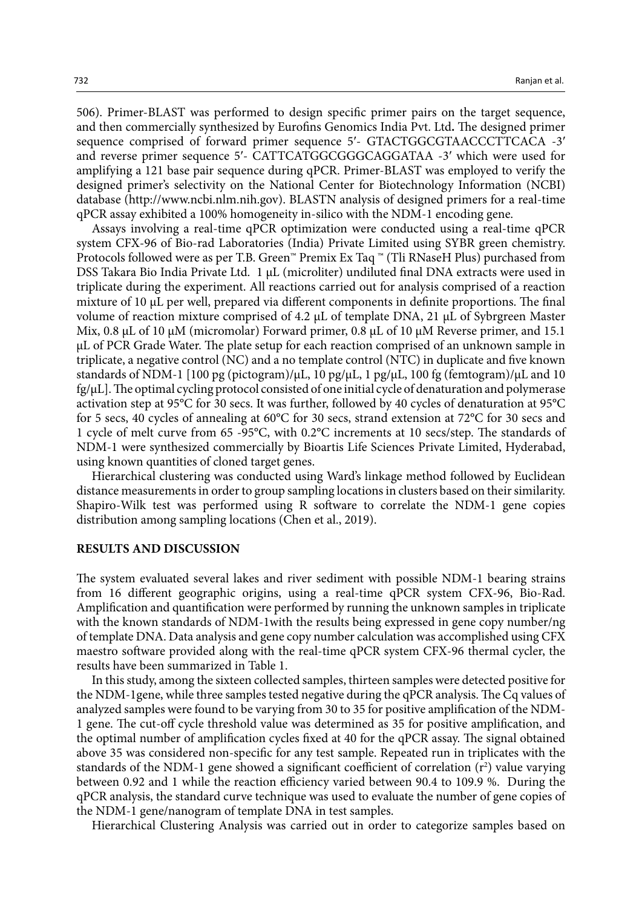506). Primer-BLAST was performed to design specific primer pairs on the target sequence, and then commercially synthesized by Eurofins Genomics India Pvt. Ltd**.** The designed primer sequence comprised of forward primer sequence 5′- GTACTGGCGTAACCCTTCACA -3′ and reverse primer sequence 5′- CATTCATGGCGGGCAGGATAA -3′ which were used for amplifying a 121 base pair sequence during qPCR. Primer-BLAST was employed to verify the designed primer's selectivity on the National Center for Biotechnology Information (NCBI) database (http://www.ncbi.nlm.nih.gov). BLASTN analysis of designed primers for a real-time qPCR assay exhibited a 100% homogeneity in-silico with the NDM-1 encoding gene.

Assays involving a real-time qPCR optimization were conducted using a real-time qPCR system CFX-96 of Bio-rad Laboratories (India) Private Limited using SYBR green chemistry. Protocols followed were as per T.B. Green™ Premix Ex Taq ™ (Tli RNaseH Plus) purchased from DSS Takara Bio India Private Ltd. 1 μL (microliter) undiluted final DNA extracts were used in triplicate during the experiment. All reactions carried out for analysis comprised of a reaction mixture of 10 μL per well, prepared via different components in definite proportions. The final volume of reaction mixture comprised of 4.2 μL of template DNA, 21 μL of Sybrgreen Master Mix, 0.8 μL of 10 μM (micromolar) Forward primer, 0.8 μL of 10 μM Reverse primer, and 15.1 μL of PCR Grade Water. The plate setup for each reaction comprised of an unknown sample in triplicate, a negative control (NC) and a no template control (NTC) in duplicate and five known standards of NDM-1 [100 pg (pictogram)/μL, 10 pg/μL, 1 pg/μL, 100 fg (femtogram)/μL and 10 fg/μL]. The optimal cycling protocol consisted of one initial cycle of denaturation and polymerase activation step at 95°C for 30 secs. It was further, followed by 40 cycles of denaturation at 95°C for 5 secs, 40 cycles of annealing at 60°C for 30 secs, strand extension at 72°C for 30 secs and 1 cycle of melt curve from 65 -95°C, with 0.2°C increments at 10 secs/step. The standards of NDM-1 were synthesized commercially by Bioartis Life Sciences Private Limited, Hyderabad, using known quantities of cloned target genes.

Hierarchical clustering was conducted using Ward's linkage method followed by Euclidean distance measurements in order to group sampling locations in clusters based on their similarity. Shapiro-Wilk test was performed using R software to correlate the NDM-1 gene copies distribution among sampling locations (Chen et al., 2019).

## RESULTS AND DISCUSSION

The system evaluated several lakes and river sediment with possible NDM-1 bearing strains from 16 different geographic origins, using a real-time qPCR system CFX-96, Bio-Rad. Amplification and quantification were performed by running the unknown samples in triplicate with the known standards of NDM-1with the results being expressed in gene copy number/ng of template DNA. Data analysis and gene copy number calculation was accomplished using CFX maestro software provided along with the real-time qPCR system CFX-96 thermal cycler, the results have been summarized in Table 1.

In this study, among the sixteen collected samples, thirteen samples were detected positive for the NDM-1gene, while three samples tested negative during the qPCR analysis. The Cq values of analyzed samples were found to be varying from 30 to 35 for positive amplification of the NDM-1 gene. The cut-off cycle threshold value was determined as 35 for positive amplification, and the optimal number of amplification cycles fixed at 40 for the qPCR assay. The signal obtained above 35 was considered non-specific for any test sample. Repeated run in triplicates with the standards of the NDM-1 gene showed a significant coefficient of correlation ($r^2$) value varying between 0.92 and 1 while the reaction efficiency varied between 90.4 to 109.9 %. During the qPCR analysis, the standard curve technique was used to evaluate the number of gene copies of the NDM-1 gene/nanogram of template DNA in test samples.

Hierarchical Clustering Analysis was carried out in order to categorize samples based on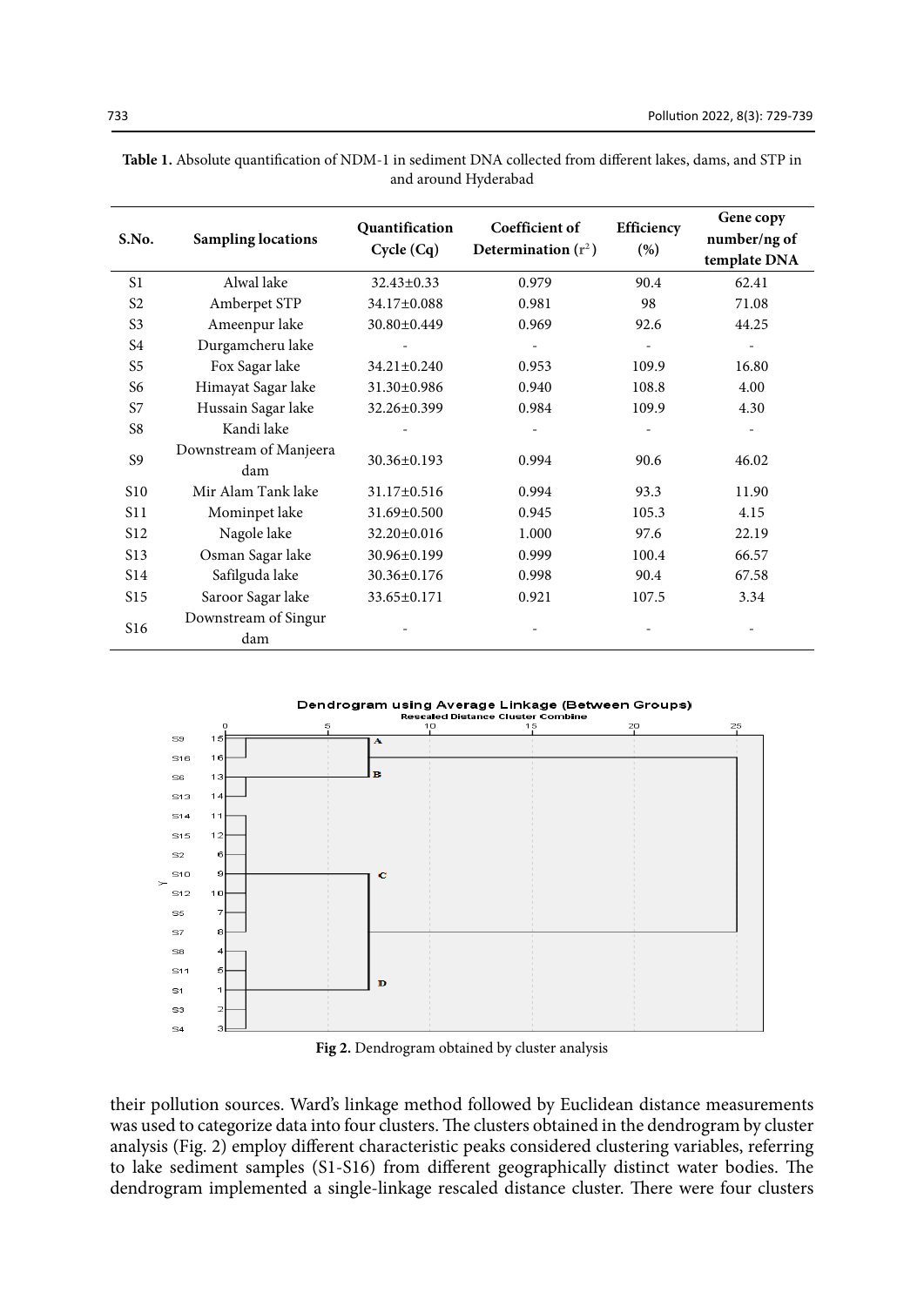**Table 1.** Absolute quantification of NDM-1 in sediment DNA collected from different lakes, dams, and STP in and around Hyderabad

| S.No. | Sampling locations | Quantification Cycle (Cq) | Coefficient of Determination ($r^2$) | Efficiency (%) | Gene copy number/ng of template DNA |
|---|---|---|---|---|---|
| S1 | Alwal lake | 32.43±0.33 | 0.979 | 90.4 | 62.41 |
| S2 | Amberpet STP | 34.17±0.088 | 0.981 | 98 | 71.08 |
| S3 | Ameenpur lake | 30.80±0.449 | 0.969 | 92.6 | 44.25 |
| S4 | Durgamcheru lake | - | - | - | - |
| S5 | Fox Sagar lake | 34.21±0.240 | 0.953 | 109.9 | 16.80 |
| S6 | Himayat Sagar lake | 31.30±0.986 | 0.940 | 108.8 | 4.00 |
| S7 | Hussain Sagar lake | 32.26±0.399 | 0.984 | 109.9 | 4.30 |
| S8 | Kandi lake | - | - | - | - |
| S9 | Downstream of Manjeera dam | 30.36±0.193 | 0.994 | 90.6 | 46.02 |
| S10 | Mir Alam Tank lake | 31.17±0.516 | 0.994 | 93.3 | 11.90 |
| S11 | Mominpet lake | 31.69±0.500 | 0.945 | 105.3 | 4.15 |
| S12 | Nagole lake | 32.20±0.016 | 1.000 | 97.6 | 22.19 |
| S13 | Osman Sagar lake | 30.96±0.199 | 0.999 | 100.4 | 66.57 |
| S14 | Safilguda lake | 30.36±0.176 | 0.998 | 90.4 | 67.58 |
| S15 | Saroor Sagar lake | 33.65±0.171 | 0.921 | 107.5 | 3.34 |
| S16 | Downstream of Singur dam | - | - | - | - |

**Fig 2.** Dendrogram obtained by cluster analysis

their pollution sources. Ward's linkage method followed by Euclidean distance measurements was used to categorize data into four clusters. The clusters obtained in the dendrogram by cluster analysis (Fig. 2) employ different characteristic peaks considered clustering variables, referring to lake sediment samples (S1-S16) from different geographically distinct water bodies. The dendrogram implemented a single-linkage rescaled distance cluster. There were four clusters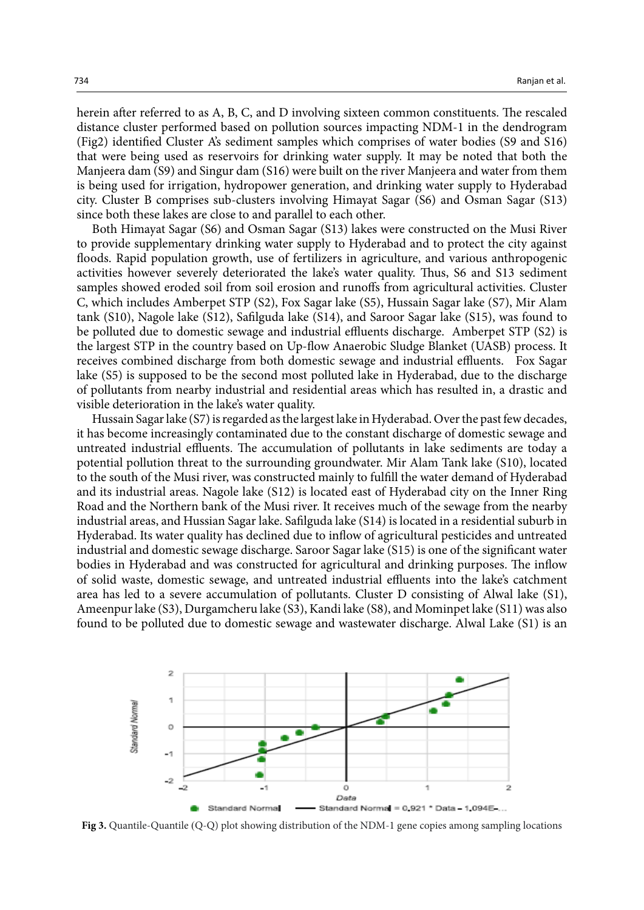herein after referred to as A, B, C, and D involving sixteen common constituents. The rescaled distance cluster performed based on pollution sources impacting NDM-1 in the dendrogram (Fig2) identified Cluster A's sediment samples which comprises of water bodies (S9 and S16) that were being used as reservoirs for drinking water supply. It may be noted that both the Manjeera dam (S9) and Singur dam (S16) were built on the river Manjeera and water from them is being used for irrigation, hydropower generation, and drinking water supply to Hyderabad city. Cluster B comprises sub-clusters involving Himayat Sagar (S6) and Osman Sagar (S13) since both these lakes are close to and parallel to each other.

Both Himayat Sagar (S6) and Osman Sagar (S13) lakes were constructed on the Musi River to provide supplementary drinking water supply to Hyderabad and to protect the city against floods. Rapid population growth, use of fertilizers in agriculture, and various anthropogenic activities however severely deteriorated the lake's water quality. Thus, S6 and S13 sediment samples showed eroded soil from soil erosion and runoffs from agricultural activities. Cluster C, which includes Amberpet STP (S2), Fox Sagar lake (S5), Hussain Sagar lake (S7), Mir Alam tank (S10), Nagole lake (S12), Safilguda lake (S14), and Saroor Sagar lake (S15), was found to be polluted due to domestic sewage and industrial effluents discharge. Amberpet STP (S2) is the largest STP in the country based on Up-flow Anaerobic Sludge Blanket (UASB) process. It receives combined discharge from both domestic sewage and industrial effluents. Fox Sagar lake (S5) is supposed to be the second most polluted lake in Hyderabad, due to the discharge of pollutants from nearby industrial and residential areas which has resulted in, a drastic and visible deterioration in the lake's water quality.

Hussain Sagar lake (S7) is regarded as the largest lake in Hyderabad. Over the past few decades, it has become increasingly contaminated due to the constant discharge of domestic sewage and untreated industrial effluents. The accumulation of pollutants in lake sediments are today a potential pollution threat to the surrounding groundwater. Mir Alam Tank lake (S10), located to the south of the Musi river, was constructed mainly to fulfill the water demand of Hyderabad and its industrial areas. Nagole lake (S12) is located east of Hyderabad city on the Inner Ring Road and the Northern bank of the Musi river. It receives much of the sewage from the nearby industrial areas, and Hussian Sagar lake. Safilguda lake (S14) is located in a residential suburb in Hyderabad. Its water quality has declined due to inflow of agricultural pesticides and untreated industrial and domestic sewage discharge. Saroor Sagar lake (S15) is one of the significant water bodies in Hyderabad and was constructed for agricultural and drinking purposes. The inflow of solid waste, domestic sewage, and untreated industrial effluents into the lake's catchment area has led to a severe accumulation of pollutants. Cluster D consisting of Alwal lake (S1), Ameenpur lake (S3), Durgamcheru lake (S3), Kandi lake (S8), and Mominpet lake (S11) was also found to be polluted due to domestic sewage and wastewater discharge. Alwal Lake (S1) is an

**Fig 3.** Quantile-Quantile (Q-Q) plot showing distribution of the NDM-1 gene copies among sampling locations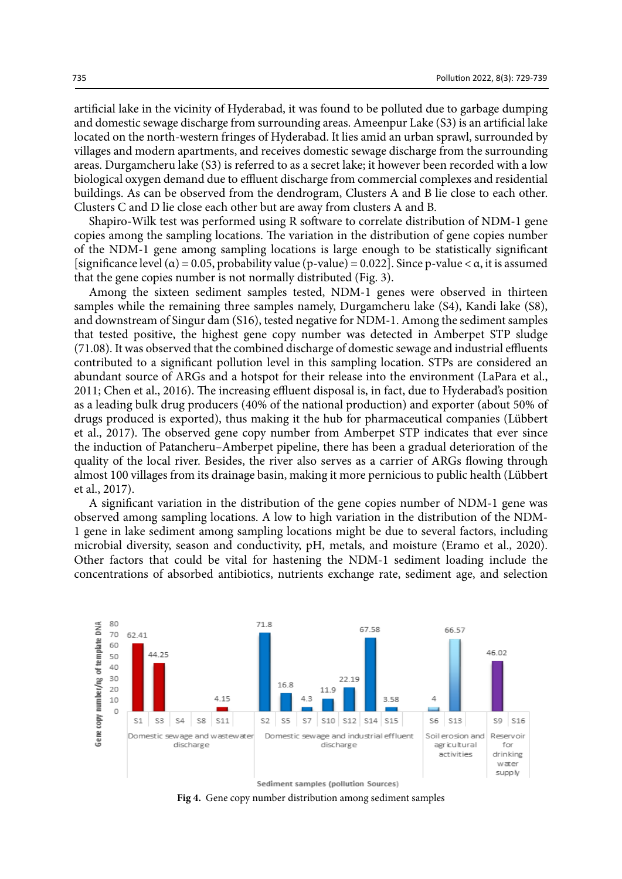artificial lake in the vicinity of Hyderabad, it was found to be polluted due to garbage dumping and domestic sewage discharge from surrounding areas. Ameenpur Lake (S3) is an artificial lake located on the north-western fringes of Hyderabad. It lies amid an urban sprawl, surrounded by villages and modern apartments, and receives domestic sewage discharge from the surrounding areas. Durgamcheru lake (S3) is referred to as a secret lake; it however been recorded with a low biological oxygen demand due to effluent discharge from commercial complexes and residential buildings. As can be observed from the dendrogram, Clusters A and B lie close to each other. Clusters C and D lie close each other but are away from clusters A and B.

Shapiro-Wilk test was performed using R software to correlate distribution of NDM-1 gene copies among the sampling locations. The variation in the distribution of gene copies number of the NDM-1 gene among sampling locations is large enough to be statistically significant [significance level ($\alpha$) = 0.05, probability value (p-value) = 0.022]. Since p-value < $\alpha$, it is assumed that the gene copies number is not normally distributed (Fig. 3).

Among the sixteen sediment samples tested, NDM-1 genes were observed in thirteen samples while the remaining three samples namely, Durgamcheru lake (S4), Kandi lake (S8), and downstream of Singur dam (S16), tested negative for NDM-1. Among the sediment samples that tested positive, the highest gene copy number was detected in Amberpet STP sludge (71.08). It was observed that the combined discharge of domestic sewage and industrial effluents contributed to a significant pollution level in this sampling location. STPs are considered an abundant source of ARGs and a hotspot for their release into the environment (LaPara et al., 2011; Chen et al., 2016). The increasing effluent disposal is, in fact, due to Hyderabad's position as a leading bulk drug producers (40% of the national production) and exporter (about 50% of drugs produced is exported), thus making it the hub for pharmaceutical companies (Lübbert et al., 2017). The observed gene copy number from Amberpet STP indicates that ever since the induction of Patancheru–Amberpet pipeline, there has been a gradual deterioration of the quality of the local river. Besides, the river also serves as a carrier of ARGs flowing through almost 100 villages from its drainage basin, making it more pernicious to public health (Lübbert et al., 2017).

A significant variation in the distribution of the gene copies number of NDM-1 gene was observed among sampling locations. A low to high variation in the distribution of the NDM-1 gene in lake sediment among sampling locations might be due to several factors, including microbial diversity, season and conductivity, pH, metals, and moisture (Eramo et al., 2020). Other factors that could be vital for hastening the NDM-1 sediment loading include the concentrations of absorbed antibiotics, nutrients exchange rate, sediment age, and selection

| Pollution source | Sample | Gene copy number/ng of template DNA |
|---|---|---|
| Domestic sewage and wastewater discharge | S1 | 62.41 |
| | S3 | 44.25 |
| | S4 | |
| | S8 | |
| | S11 | 4.15 |
| Domestic sewage and industrial effluent discharge | S2 | 71.8 |
| | S5 | 16.8 |
| | S7 | 4.3 |
| | S10 | 11.9 |
| | S12 | 22.19 |
| | S14 | 67.58 |
| | S15 | 3.58 |
| Soil erosion and agricultural activities | S6 | 4 |
| | S13 | 66.57 |
| Reservoir for drinking water supply | S9 | 46.02 |
| | S16 | |

**Fig 4.** Gene copy number distribution among sediment samples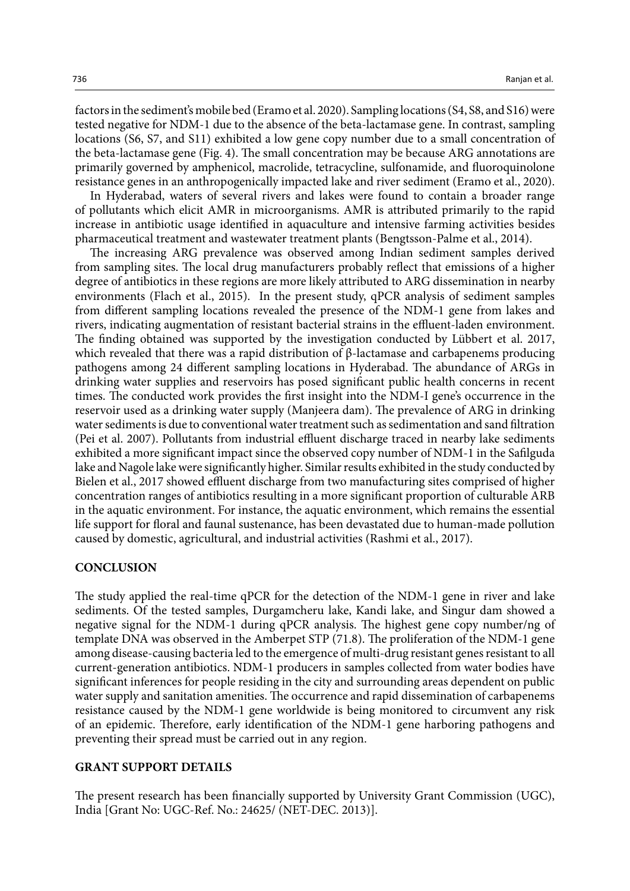factors in the sediment's mobile bed (Eramo et al. 2020). Sampling locations (S4, S8, and S16) were tested negative for NDM-1 due to the absence of the beta-lactamase gene. In contrast, sampling locations (S6, S7, and S11) exhibited a low gene copy number due to a small concentration of the beta-lactamase gene (Fig. 4). The small concentration may be because ARG annotations are primarily governed by amphenicol, macrolide, tetracycline, sulfonamide, and fluoroquinolone resistance genes in an anthropogenically impacted lake and river sediment (Eramo et al., 2020).

In Hyderabad, waters of several rivers and lakes were found to contain a broader range of pollutants which elicit AMR in microorganisms. AMR is attributed primarily to the rapid increase in antibiotic usage identified in aquaculture and intensive farming activities besides pharmaceutical treatment and wastewater treatment plants (Bengtsson-Palme et al., 2014).

The increasing ARG prevalence was observed among Indian sediment samples derived from sampling sites. The local drug manufacturers probably reflect that emissions of a higher degree of antibiotics in these regions are more likely attributed to ARG dissemination in nearby environments (Flach et al., 2015). In the present study, qPCR analysis of sediment samples from different sampling locations revealed the presence of the NDM-1 gene from lakes and rivers, indicating augmentation of resistant bacterial strains in the effluent-laden environment. The finding obtained was supported by the investigation conducted by Lübbert et al. 2017, which revealed that there was a rapid distribution of β-lactamase and carbapenems producing pathogens among 24 different sampling locations in Hyderabad. The abundance of ARGs in drinking water supplies and reservoirs has posed significant public health concerns in recent times. The conducted work provides the first insight into the NDM-I gene's occurrence in the reservoir used as a drinking water supply (Manjeera dam). The prevalence of ARG in drinking water sediments is due to conventional water treatment such as sedimentation and sand filtration (Pei et al. 2007). Pollutants from industrial effluent discharge traced in nearby lake sediments exhibited a more significant impact since the observed copy number of NDM-1 in the Safilguda lake and Nagole lake were significantly higher. Similar results exhibited in the study conducted by Bielen et al., 2017 showed effluent discharge from two manufacturing sites comprised of higher concentration ranges of antibiotics resulting in a more significant proportion of culturable ARB in the aquatic environment. For instance, the aquatic environment, which remains the essential life support for floral and faunal sustenance, has been devastated due to human-made pollution caused by domestic, agricultural, and industrial activities (Rashmi et al., 2017).

## CONCLUSION

The study applied the real-time qPCR for the detection of the NDM-1 gene in river and lake sediments. Of the tested samples, Durgamcheru lake, Kandi lake, and Singur dam showed a negative signal for the NDM-1 during qPCR analysis. The highest gene copy number/ng of template DNA was observed in the Amberpet STP (71.8). The proliferation of the NDM-1 gene among disease-causing bacteria led to the emergence of multi-drug resistant genes resistant to all current-generation antibiotics. NDM-1 producers in samples collected from water bodies have significant inferences for people residing in the city and surrounding areas dependent on public water supply and sanitation amenities. The occurrence and rapid dissemination of carbapenems resistance caused by the NDM-1 gene worldwide is being monitored to circumvent any risk of an epidemic. Therefore, early identification of the NDM-1 gene harboring pathogens and preventing their spread must be carried out in any region.

## GRANT SUPPORT DETAILS

The present research has been financially supported by University Grant Commission (UGC), India [Grant No: UGC-Ref. No.: 24625/ (NET-DEC. 2013)].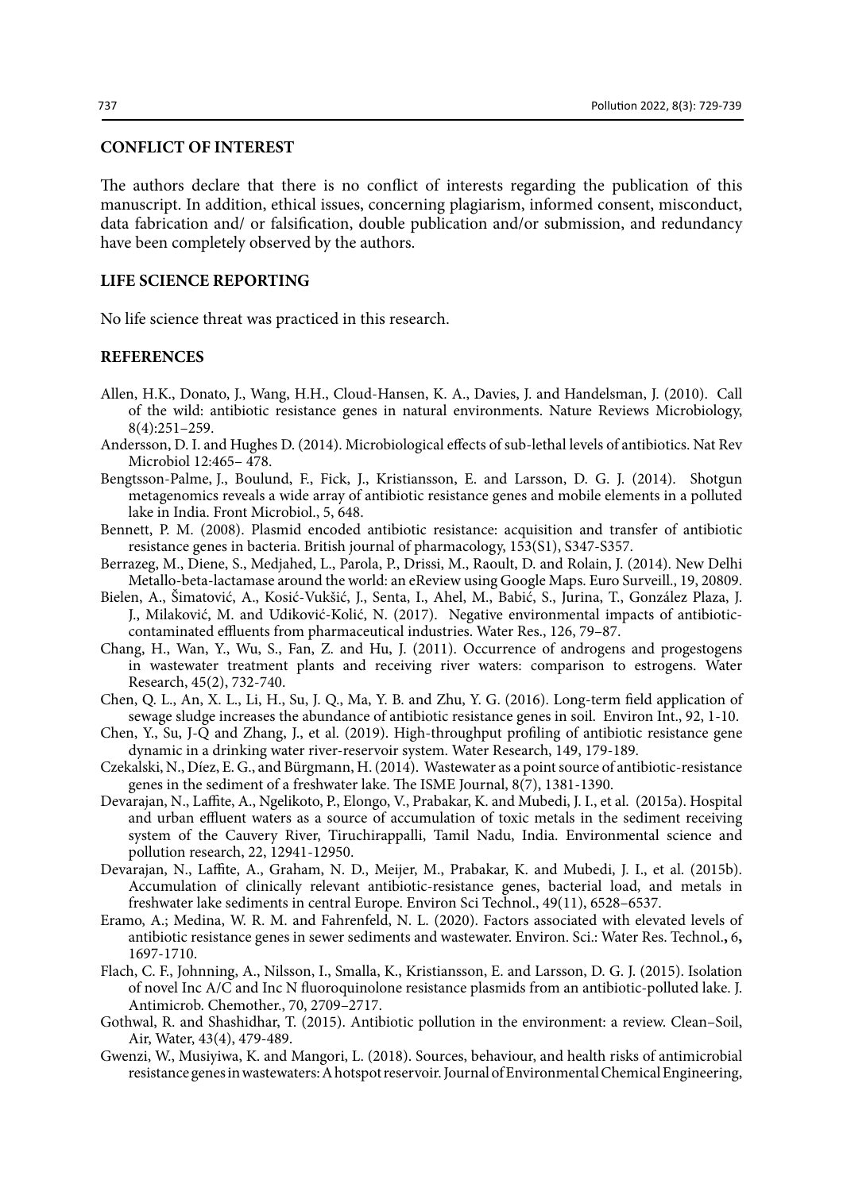## CONFLICT OF INTEREST

The authors declare that there is no conflict of interests regarding the publication of this manuscript. In addition, ethical issues, concerning plagiarism, informed consent, misconduct, data fabrication and/ or falsification, double publication and/or submission, and redundancy have been completely observed by the authors.

## LIFE SCIENCE REPORTING

No life science threat was practiced in this research.

## REFERENCES

Allen, H.K., Donato, J., Wang, H.H., Cloud-Hansen, K. A., Davies, J. and Handelsman, J. (2010). Call of the wild: antibiotic resistance genes in natural environments. Nature Reviews Microbiology, 8(4):251–259.

Andersson, D. I. and Hughes D. (2014). Microbiological effects of sub-lethal levels of antibiotics. Nat Rev Microbiol 12:465– 478.

Bengtsson-Palme, J., Boulund, F., Fick, J., Kristiansson, E. and Larsson, D. G. J. (2014). Shotgun metagenomics reveals a wide array of antibiotic resistance genes and mobile elements in a polluted lake in India. Front Microbiol., 5, 648.

Bennett, P. M. (2008). Plasmid encoded antibiotic resistance: acquisition and transfer of antibiotic resistance genes in bacteria. British journal of pharmacology, 153(S1), S347-S357.

Berrazeg, M., Diene, S., Medjahed, L., Parola, P., Drissi, M., Raoult, D. and Rolain, J. (2014). New Delhi Metallo-beta-lactamase around the world: an eReview using Google Maps. Euro Surveill., 19, 20809.

Bielen, A., Šimatović, A., Kosić-Vukšić, J., Senta, I., Ahel, M., Babić, S., Jurina, T., González Plaza, J. J., Milaković, M. and Udiković-Kolić, N. (2017). Negative environmental impacts of antibiotic-contaminated effluents from pharmaceutical industries. Water Res., 126, 79–87.

Chang, H., Wan, Y., Wu, S., Fan, Z. and Hu, J. (2011). Occurrence of androgens and progestogens in wastewater treatment plants and receiving river waters: comparison to estrogens. Water Research, 45(2), 732-740.

Chen, Q. L., An, X. L., Li, H., Su, J. Q., Ma, Y. B. and Zhu, Y. G. (2016). Long-term field application of sewage sludge increases the abundance of antibiotic resistance genes in soil. Environ Int., 92, 1-10.

Chen, Y., Su, J-Q and Zhang, J., et al. (2019). High-throughput profiling of antibiotic resistance gene dynamic in a drinking water river-reservoir system. Water Research, 149, 179-189.

Czekalski, N., Díez, E. G., and Bürgmann, H. (2014). Wastewater as a point source of antibiotic-resistance genes in the sediment of a freshwater lake. The ISME Journal, 8(7), 1381-1390.

Devarajan, N., Laffite, A., Ngelikoto, P., Elongo, V., Prabakar, K. and Mubedi, J. I., et al. (2015a). Hospital and urban effluent waters as a source of accumulation of toxic metals in the sediment receiving system of the Cauvery River, Tiruchirappalli, Tamil Nadu, India. Environmental science and pollution research, 22, 12941-12950.

Devarajan, N., Laffite, A., Graham, N. D., Meijer, M., Prabakar, K. and Mubedi, J. I., et al. (2015b). Accumulation of clinically relevant antibiotic-resistance genes, bacterial load, and metals in freshwater lake sediments in central Europe. Environ Sci Technol., 49(11), 6528–6537.

Eramo, A.; Medina, W. R. M. and Fahrenfeld, N. L. (2020). Factors associated with elevated levels of antibiotic resistance genes in sewer sediments and wastewater. Environ. Sci.: Water Res. Technol., 6, 1697-1710.

Flach, C. F., Johnning, A., Nilsson, I., Smalla, K., Kristiansson, E. and Larsson, D. G. J. (2015). Isolation of novel Inc A/C and Inc N fluoroquinolone resistance plasmids from an antibiotic-polluted lake. J. Antimicrob. Chemother., 70, 2709–2717.

Gothwal, R. and Shashidhar, T. (2015). Antibiotic pollution in the environment: a review. Clean–Soil, Air, Water, 43(4), 479-489.

Gwenzi, W., Musiyiwa, K. and Mangori, L. (2018). Sources, behaviour, and health risks of antimicrobial resistance genes in wastewaters: A hotspot reservoir. Journal of Environmental Chemical Engineering,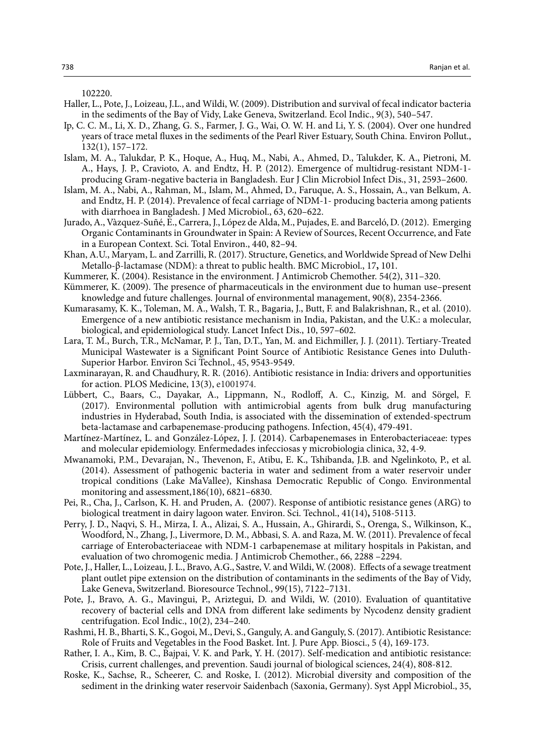102220.

Haller, L., Pote, J., Loizeau, J.L., and Wildi, W. (2009). Distribution and survival of fecal indicator bacteria in the sediments of the Bay of Vidy, Lake Geneva, Switzerland. Ecol Indic., 9(3), 540–547.

Ip, C. C. M., Li, X. D., Zhang, G. S., Farmer, J. G., Wai, O. W. H. and Li, Y. S. (2004). Over one hundred years of trace metal fluxes in the sediments of the Pearl River Estuary, South China. Environ Pollut., 132(1), 157–172.

Islam, M. A., Talukdar, P. K., Hoque, A., Huq, M., Nabi, A., Ahmed, D., Talukder, K. A., Pietroni, M. A., Hays, J. P., Cravioto, A. and Endtz, H. P. (2012). Emergence of multidrug-resistant NDM-1-producing Gram-negative bacteria in Bangladesh. Eur J Clin Microbiol Infect Dis., 31, 2593–2600.

Islam, M. A., Nabi, A., Rahman, M., Islam, M., Ahmed, D., Faruque, A. S., Hossain, A., van Belkum, A. and Endtz, H. P. (2014). Prevalence of fecal carriage of NDM-1- producing bacteria among patients with diarrhoea in Bangladesh. J Med Microbiol., 63, 620–622.

Jurado, A., Vàzquez-Suñé, E., Carrera, J., López de Alda, M., Pujades, E. and Barceló, D. (2012). Emerging Organic Contaminants in Groundwater in Spain: A Review of Sources, Recent Occurrence, and Fate in a European Context. Sci. Total Environ., 440, 82–94.

Khan, A.U., Maryam, L. and Zarrilli, R. (2017). Structure, Genetics, and Worldwide Spread of New Delhi Metallo-β-lactamase (NDM): a threat to public health. BMC Microbiol., 17**,** 101.

Kummerer, K. (2004). Resistance in the environment. J Antimicrob Chemother. 54(2), 311–320.

Kümmerer, K. (2009). The presence of pharmaceuticals in the environment due to human use–present knowledge and future challenges. Journal of environmental management, 90(8), 2354-2366.

Kumarasamy, K. K., Toleman, M. A., Walsh, T. R., Bagaria, J., Butt, F. and Balakrishnan, R., et al. (2010). Emergence of a new antibiotic resistance mechanism in India, Pakistan, and the U.K.: a molecular, biological, and epidemiological study. Lancet Infect Dis., 10, 597–602.

Lara, T. M., Burch, T.R., McNamar, P. J., Tan, D.T., Yan, M. and Eichmiller, J. J. (2011). Tertiary-Treated Municipal Wastewater is a Significant Point Source of Antibiotic Resistance Genes into Duluth-Superior Harbor. Environ Sci Technol., 45, 9543-9549.

Laxminarayan, R. and Chaudhury, R. R. (2016). Antibiotic resistance in India: drivers and opportunities for action. PLOS Medicine, 13(3), e1001974.

Lübbert, C., Baars, C., Dayakar, A., Lippmann, N., Rodloff, A. C., Kinzig, M. and Sörgel, F. (2017). Environmental pollution with antimicrobial agents from bulk drug manufacturing industries in Hyderabad, South India, is associated with the dissemination of extended-spectrum beta-lactamase and carbapenemase-producing pathogens. Infection, 45(4), 479-491.

Martínez-Martínez, L. and González-López, J. J. (2014). Carbapenemases in Enterobacteriaceae: types and molecular epidemiology. Enfermedades infecciosas y microbiologia clinica, 32, 4-9.

Mwanamoki, P.M., Devarajan, N., Thevenon, F., Atibu, E. K., Tshibanda, J.B. and Ngelinkoto, P., et al. (2014). Assessment of pathogenic bacteria in water and sediment from a water reservoir under tropical conditions (Lake MaVallee), Kinshasa Democratic Republic of Congo. Environmental monitoring and assessment,186(10), 6821–6830.

Pei, R., Cha, J., Carlson, K. H. and Pruden, A. **(**2007). Response of antibiotic resistance genes (ARG) to biological treatment in dairy lagoon water. Environ. Sci. Technol., 41(14)**,** 5108-5113.

Perry, J. D., Naqvi, S. H., Mirza, I. A., Alizai, S. A., Hussain, A., Ghirardi, S., Orenga, S., Wilkinson, K., Woodford, N., Zhang, J., Livermore, D. M., Abbasi, S. A. and Raza, M. W. (2011). Prevalence of fecal carriage of Enterobacteriaceae with NDM-1 carbapenemase at military hospitals in Pakistan, and evaluation of two chromogenic media. J Antimicrob Chemother., 66, 2288 –2294.

Pote, J., Haller, L., Loizeau, J. L., Bravo, A.G., Sastre, V. and Wildi, W. (2008). Effects of a sewage treatment plant outlet pipe extension on the distribution of contaminants in the sediments of the Bay of Vidy, Lake Geneva, Switzerland. Bioresource Technol., 99(15), 7122–7131.

Pote, J., Bravo, A. G., Mavingui, P., Ariztegui, D. and Wildi, W. (2010). Evaluation of quantitative recovery of bacterial cells and DNA from different lake sediments by Nycodenz density gradient centrifugation. Ecol Indic., 10(2), 234–240.

Rashmi, H. B., Bharti, S. K., Gogoi, M., Devi, S., Ganguly, A. and Ganguly, S. (2017). Antibiotic Resistance: Role of Fruits and Vegetables in the Food Basket. Int. J. Pure App. Biosci., 5 (4), 169-173.

Rather, I. A., Kim, B. C., Bajpai, V. K. and Park, Y. H. (2017). Self-medication and antibiotic resistance: Crisis, current challenges, and prevention. Saudi journal of biological sciences, 24(4), 808-812.

Roske, K., Sachse, R., Scheerer, C. and Roske, I. (2012). Microbial diversity and composition of the sediment in the drinking water reservoir Saidenbach (Saxonia, Germany). Syst Appl Microbiol., 35,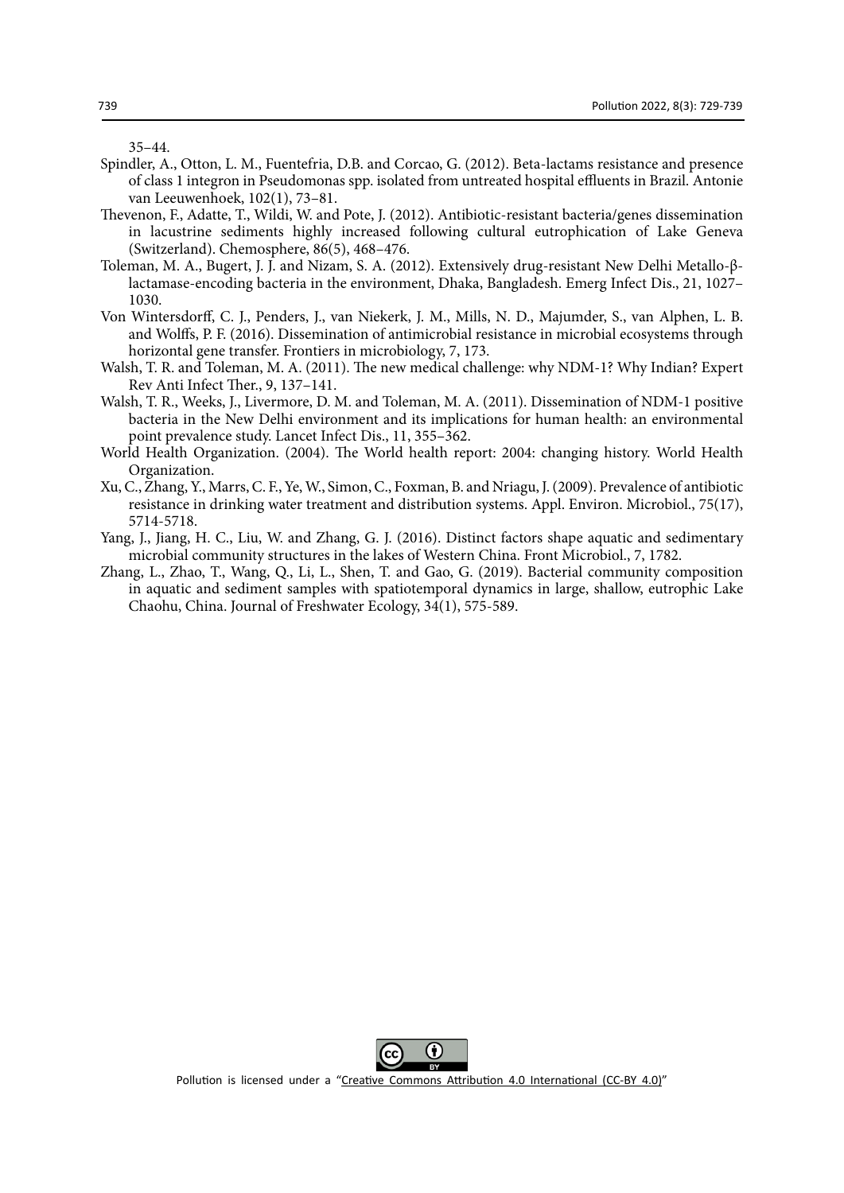35–44.

Spindler, A., Otton, L. M., Fuentefria, D.B. and Corcao, G. (2012). Beta-lactams resistance and presence of class 1 integron in Pseudomonas spp. isolated from untreated hospital effluents in Brazil. Antonie van Leeuwenhoek, 102(1), 73–81.

Thevenon, F., Adatte, T., Wildi, W. and Pote, J. (2012). Antibiotic-resistant bacteria/genes dissemination in lacustrine sediments highly increased following cultural eutrophication of Lake Geneva (Switzerland). Chemosphere, 86(5), 468–476.

Toleman, M. A., Bugert, J. J. and Nizam, S. A. (2012). Extensively drug-resistant New Delhi Metallo-β-lactamase-encoding bacteria in the environment, Dhaka, Bangladesh. Emerg Infect Dis., 21, 1027–1030.

Von Wintersdorff, C. J., Penders, J., van Niekerk, J. M., Mills, N. D., Majumder, S., van Alphen, L. B. and Wolffs, P. F. (2016). Dissemination of antimicrobial resistance in microbial ecosystems through horizontal gene transfer. Frontiers in microbiology, 7, 173.

Walsh, T. R. and Toleman, M. A. (2011). The new medical challenge: why NDM-1? Why Indian? Expert Rev Anti Infect Ther., 9, 137–141.

Walsh, T. R., Weeks, J., Livermore, D. M. and Toleman, M. A. (2011). Dissemination of NDM-1 positive bacteria in the New Delhi environment and its implications for human health: an environmental point prevalence study. Lancet Infect Dis., 11, 355–362.

World Health Organization. (2004). The World health report: 2004: changing history. World Health Organization.

Xu, C., Zhang, Y., Marrs, C. F., Ye, W., Simon, C., Foxman, B. and Nriagu, J. (2009). Prevalence of antibiotic resistance in drinking water treatment and distribution systems. Appl. Environ. Microbiol., 75(17), 5714-5718.

Yang, J., Jiang, H. C., Liu, W. and Zhang, G. J. (2016). Distinct factors shape aquatic and sedimentary microbial community structures in the lakes of Western China. Front Microbiol., 7, 1782.

Zhang, L., Zhao, T., Wang, Q., Li, L., Shen, T. and Gao, G. (2019). Bacterial community composition in aquatic and sediment samples with spatiotemporal dynamics in large, shallow, eutrophic Lake Chaohu, China. Journal of Freshwater Ecology, 34(1), 575-589.

Pollution is licensed under a "Creative Commons Attribution 4.0 International (CC-BY 4.0)"